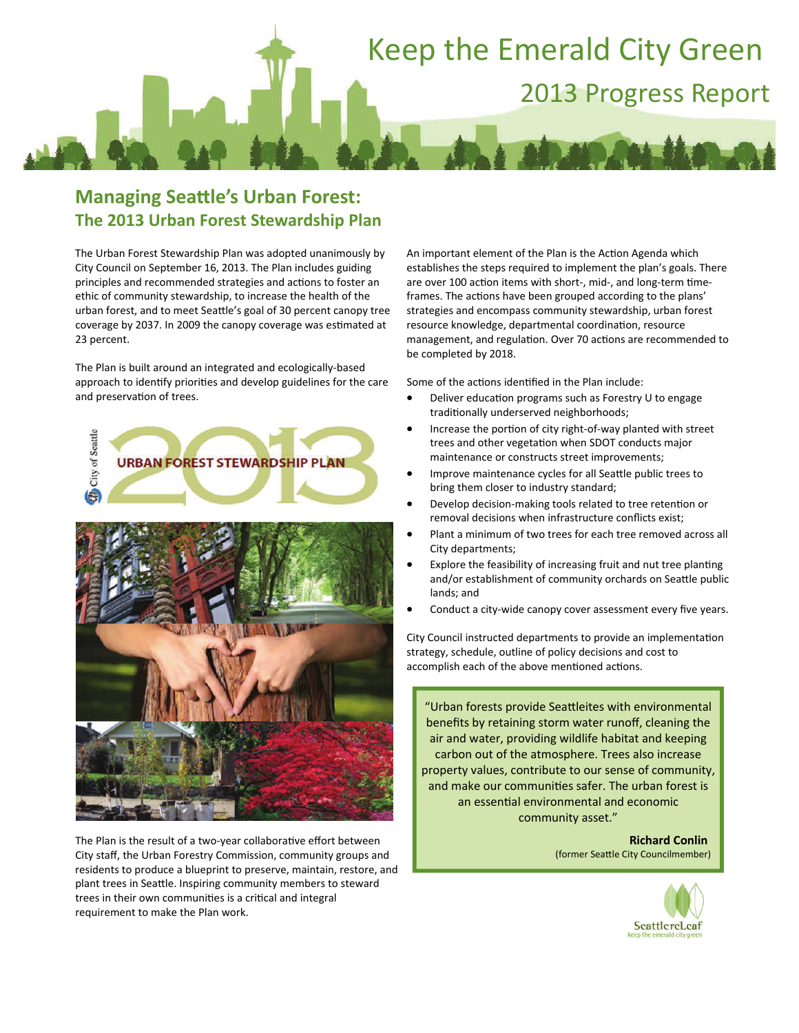# Keep the Emerald City Green

## 2013 Progress Report

## Managing Seattle's Urban Forest:
### The 2013 Urban Forest Stewardship Plan

The Urban Forest Stewardship Plan was adopted unanimously by City Council on September 16, 2013. The Plan includes guiding principles and recommended strategies and actions to foster an ethic of community stewardship, to increase the health of the urban forest, and to meet Seattle's goal of 30 percent canopy tree coverage by 2037. In 2009 the canopy coverage was estimated at 23 percent.

The Plan is built around an integrated and ecologically-based approach to identify priorities and develop guidelines for the care and preservation of trees.

The Plan is the result of a two-year collaborative effort between City staff, the Urban Forestry Commission, community groups and residents to produce a blueprint to preserve, maintain, restore, and plant trees in Seattle. Inspiring community members to steward trees in their own communities is a critical and integral requirement to make the Plan work.

An important element of the Plan is the Action Agenda which establishes the steps required to implement the plan's goals. There are over 100 action items with short-, mid-, and long-term time-frames. The actions have been grouped according to the plans' strategies and encompass community stewardship, urban forest resource knowledge, departmental coordination, resource management, and regulation. Over 70 actions are recommended to be completed by 2018.

Some of the actions identified in the Plan include:

- Deliver education programs such as Forestry U to engage traditionally underserved neighborhoods;
- Increase the portion of city right-of-way planted with street trees and other vegetation when SDOT conducts major maintenance or constructs street improvements;
- Improve maintenance cycles for all Seattle public trees to bring them closer to industry standard;
- Develop decision-making tools related to tree retention or removal decisions when infrastructure conflicts exist;
- Plant a minimum of two trees for each tree removed across all City departments;
- Explore the feasibility of increasing fruit and nut tree planting and/or establishment of community orchards on Seattle public lands; and
- Conduct a city-wide canopy cover assessment every five years.

City Council instructed departments to provide an implementation strategy, schedule, outline of policy decisions and cost to accomplish each of the above mentioned actions.

> "Urban forests provide Seattleites with environmental benefits by retaining storm water runoff, cleaning the air and water, providing wildlife habitat and keeping carbon out of the atmosphere. Trees also increase property values, contribute to our sense of community, and make our communities safer. The urban forest is an essential environmental and economic community asset."
>
> **Richard Conlin**
> (former Seattle City Councilmember)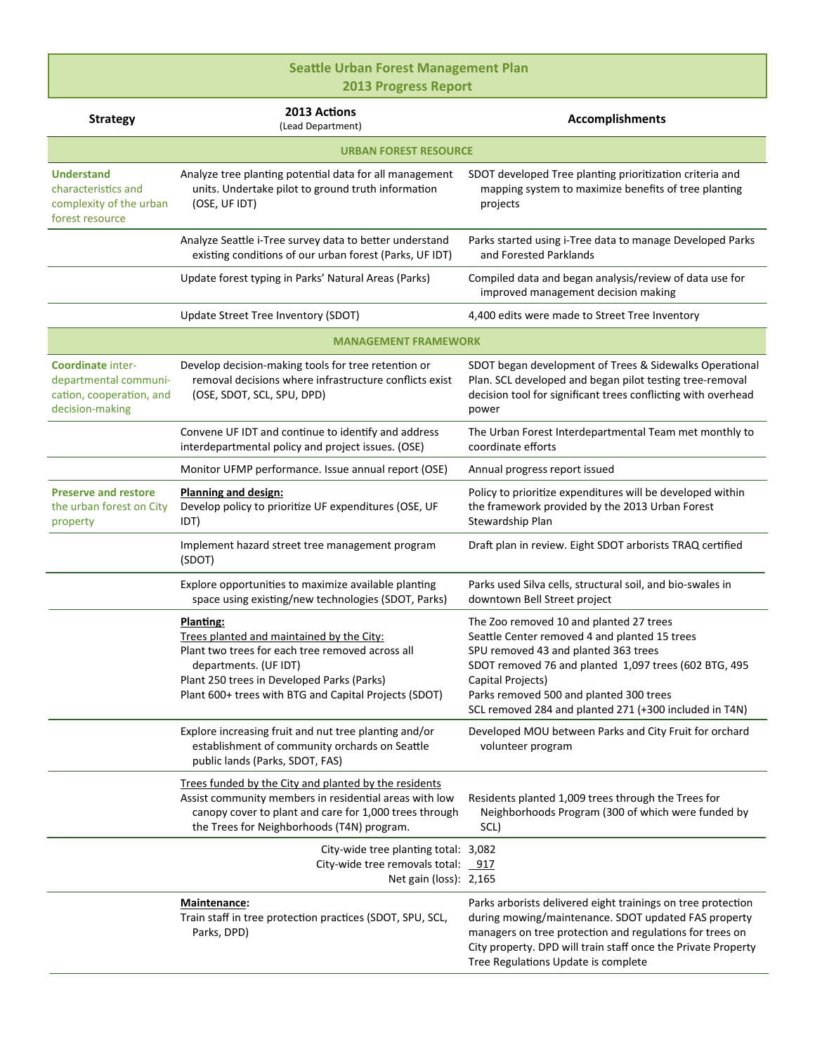# Seattle Urban Forest Management Plan
## 2013 Progress Report

| Strategy | 2013 Actions (Lead Department) | Accomplishments |
|---|---|---|
| **URBAN FOREST RESOURCE** | | |
| **Understand** characteristics and complexity of the urban forest resource | Analyze tree planting potential data for all management units. Undertake pilot to ground truth information (OSE, UF IDT) | SDOT developed Tree planting prioritization criteria and mapping system to maximize benefits of tree planting projects |
| | Analyze Seattle i-Tree survey data to better understand existing conditions of our urban forest (Parks, UF IDT) | Parks started using i-Tree data to manage Developed Parks and Forested Parklands |
| | Update forest typing in Parks' Natural Areas (Parks) | Compiled data and began analysis/review of data use for improved management decision making |
| | Update Street Tree Inventory (SDOT) | 4,400 edits were made to Street Tree Inventory |
| **MANAGEMENT FRAMEWORK** | | |
| **Coordinate** inter-departmental communication, cooperation, and decision-making | Develop decision-making tools for tree retention or removal decisions where infrastructure conflicts exist (OSE, SDOT, SCL, SPU, DPD) | SDOT began development of Trees & Sidewalks Operational Plan. SCL developed and began pilot testing tree-removal decision tool for significant trees conflicting with overhead power |
| | Convene UF IDT and continue to identify and address interdepartmental policy and project issues. (OSE) | The Urban Forest Interdepartmental Team met monthly to coordinate efforts |
| | Monitor UFMP performance. Issue annual report (OSE) | Annual progress report issued |
| **Preserve and restore** the urban forest on City property | <u>**Planning and design:**</u><br>Develop policy to prioritize UF expenditures (OSE, UF IDT) | Policy to prioritize expenditures will be developed within the framework provided by the 2013 Urban Forest Stewardship Plan |
| | Implement hazard street tree management program (SDOT) | Draft plan in review. Eight SDOT arborists TRAQ certified |
| | Explore opportunities to maximize available planting space using existing/new technologies (SDOT, Parks) | Parks used Silva cells, structural soil, and bio-swales in downtown Bell Street project |
| | <u>**Planting:**</u><br><u>Trees planted and maintained by the City:</u><br>Plant two trees for each tree removed across all departments. (UF IDT)<br>Plant 250 trees in Developed Parks (Parks)<br>Plant 600+ trees with BTG and Capital Projects (SDOT) | The Zoo removed 10 and planted 27 trees<br>Seattle Center removed 4 and planted 15 trees<br>SPU removed 43 and planted 363 trees<br>SDOT removed 76 and planted 1,097 trees (602 BTG, 495 Capital Projects)<br>Parks removed 500 and planted 300 trees<br>SCL removed 284 and planted 271 (+300 included in T4N) |
| | Explore increasing fruit and nut tree planting and/or establishment of community orchards on Seattle public lands (Parks, SDOT, FAS) | Developed MOU between Parks and City Fruit for orchard volunteer program |
| | <u>Trees funded by the City and planted by the residents</u><br>Assist community members in residential areas with low canopy cover to plant and care for 1,000 trees through the Trees for Neighborhoods (T4N) program. | Residents planted 1,009 trees through the Trees for Neighborhoods Program (300 of which were funded by SCL) |
| | City-wide tree planting total:<br>City-wide tree removals total:<br>Net gain (loss): | 3,082<br>917<br>2,165 |
| | <u>**Maintenance**</u>**:**<br>Train staff in tree protection practices (SDOT, SPU, SCL, Parks, DPD) | Parks arborists delivered eight trainings on tree protection during mowing/maintenance. SDOT updated FAS property managers on tree protection and regulations for trees on City property. DPD will train staff once the Private Property Tree Regulations Update is complete |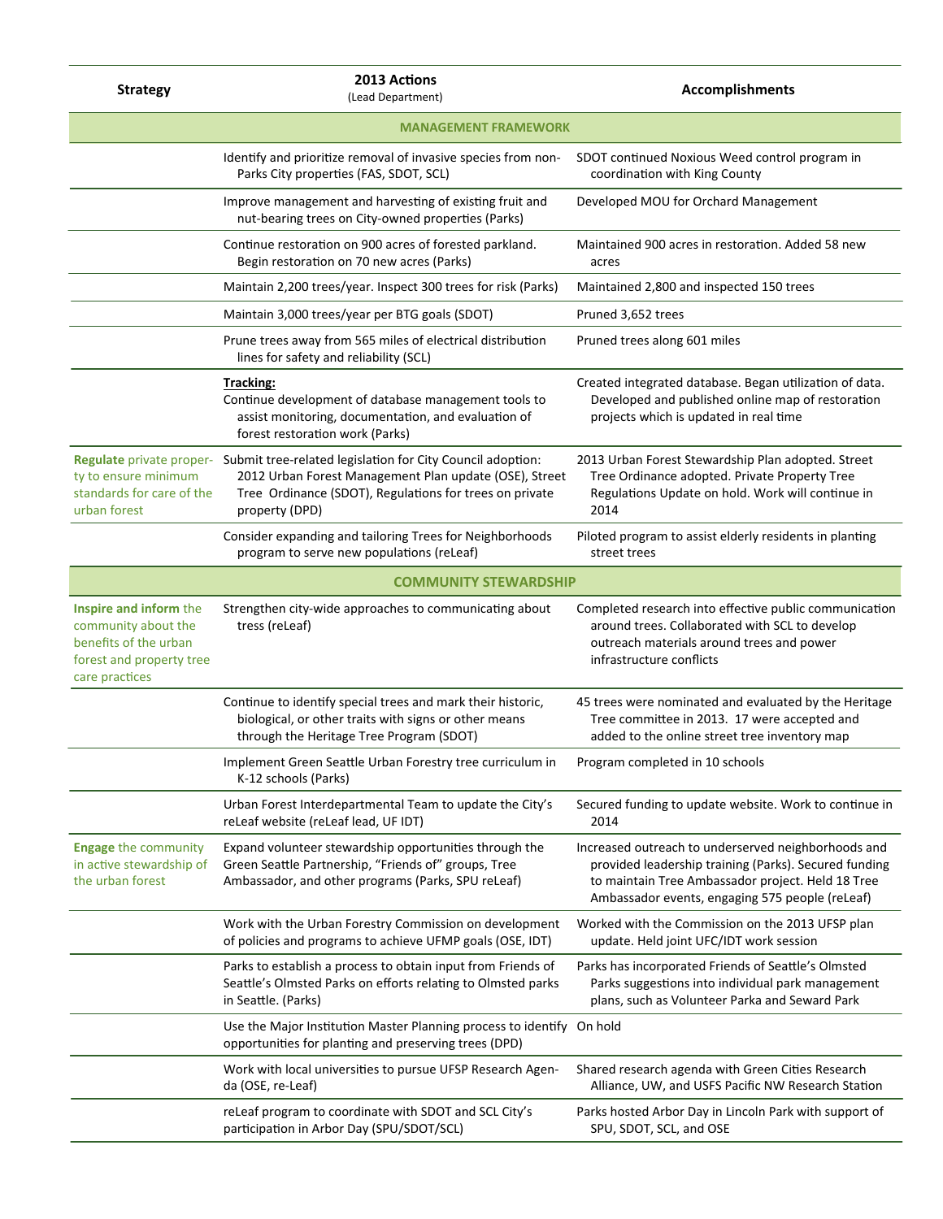| Strategy | 2013 Actions (Lead Department) | Accomplishments |
|---|---|---|
| **MANAGEMENT FRAMEWORK** | | |
| | Identify and prioritize removal of invasive species from non-Parks City properties (FAS, SDOT, SCL) | SDOT continued Noxious Weed control program in coordination with King County |
| | Improve management and harvesting of existing fruit and nut-bearing trees on City-owned properties (Parks) | Developed MOU for Orchard Management |
| | Continue restoration on 900 acres of forested parkland. Begin restoration on 70 new acres (Parks) | Maintained 900 acres in restoration. Added 58 new acres |
| | Maintain 2,200 trees/year. Inspect 300 trees for risk (Parks) | Maintained 2,800 and inspected 150 trees |
| | Maintain 3,000 trees/year per BTG goals (SDOT) | Pruned 3,652 trees |
| | Prune trees away from 565 miles of electrical distribution lines for safety and reliability (SCL) | Pruned trees along 601 miles |
| | **Tracking:** Continue development of database management tools to assist monitoring, documentation, and evaluation of forest restoration work (Parks) | Created integrated database. Began utilization of data. Developed and published online map of restoration projects which is updated in real time |
| **Regulate** private property to ensure minimum standards for care of the urban forest | Submit tree-related legislation for City Council adoption: 2012 Urban Forest Management Plan update (OSE), Street Tree Ordinance (SDOT), Regulations for trees on private property (DPD) | 2013 Urban Forest Stewardship Plan adopted. Street Tree Ordinance adopted. Private Property Tree Regulations Update on hold. Work will continue in 2014 |
| | Consider expanding and tailoring Trees for Neighborhoods program to serve new populations (reLeaf) | Piloted program to assist elderly residents in planting street trees |
| **COMMUNITY STEWARDSHIP** | | |
| **Inspire and inform** the community about the benefits of the urban forest and property tree care practices | Strengthen city-wide approaches to communicating about tress (reLeaf) | Completed research into effective public communication around trees. Collaborated with SCL to develop outreach materials around trees and power infrastructure conflicts |
| | Continue to identify special trees and mark their historic, biological, or other traits with signs or other means through the Heritage Tree Program (SDOT) | 45 trees were nominated and evaluated by the Heritage Tree committee in 2013. 17 were accepted and added to the online street tree inventory map |
| | Implement Green Seattle Urban Forestry tree curriculum in K-12 schools (Parks) | Program completed in 10 schools |
| | Urban Forest Interdepartmental Team to update the City's reLeaf website (reLeaf lead, UF IDT) | Secured funding to update website. Work to continue in 2014 |
| **Engage** the community in active stewardship of the urban forest | Expand volunteer stewardship opportunities through the Green Seattle Partnership, "Friends of" groups, Tree Ambassador, and other programs (Parks, SPU reLeaf) | Increased outreach to underserved neighborhoods and provided leadership training (Parks). Secured funding to maintain Tree Ambassador project. Held 18 Tree Ambassador events, engaging 575 people (reLeaf) |
| | Work with the Urban Forestry Commission on development of policies and programs to achieve UFMP goals (OSE, IDT) | Worked with the Commission on the 2013 UFSP plan update. Held joint UFC/IDT work session |
| | Parks to establish a process to obtain input from Friends of Seattle's Olmsted Parks on efforts relating to Olmsted parks in Seattle. (Parks) | Parks has incorporated Friends of Seattle's Olmsted Parks suggestions into individual park management plans, such as Volunteer Parka and Seward Park |
| | Use the Major Institution Master Planning process to identify opportunities for planting and preserving trees (DPD) | On hold |
| | Work with local universities to pursue UFSP Research Agenda (OSE, re-Leaf) | Shared research agenda with Green Cities Research Alliance, UW, and USFS Pacific NW Research Station |
| | reLeaf program to coordinate with SDOT and SCL City's participation in Arbor Day (SPU/SDOT/SCL) | Parks hosted Arbor Day in Lincoln Park with support of SPU, SDOT, SCL, and OSE |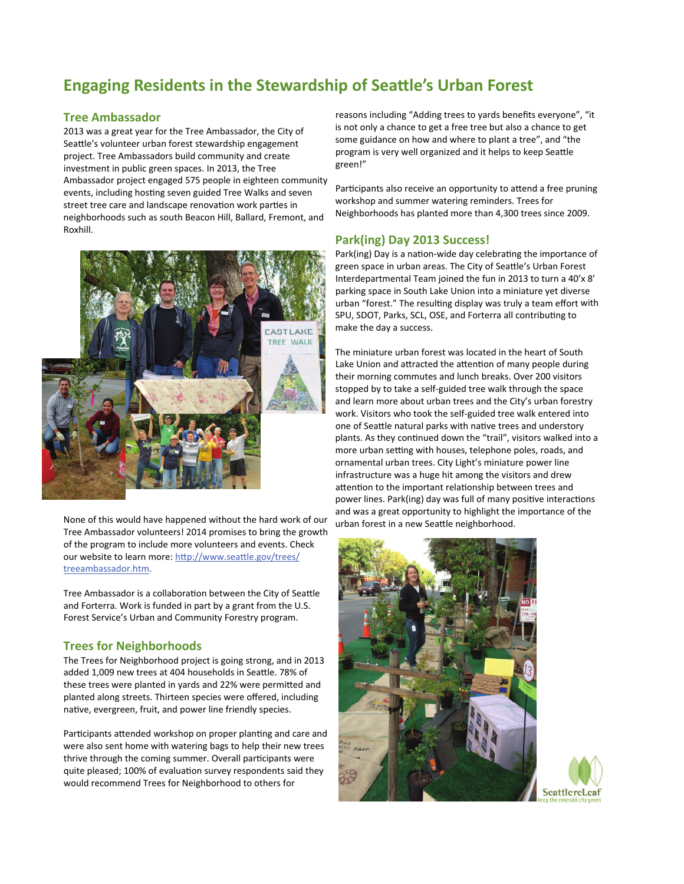# Engaging Residents in the Stewardship of Seattle's Urban Forest

## Tree Ambassador

2013 was a great year for the Tree Ambassador, the City of Seattle's volunteer urban forest stewardship engagement project. Tree Ambassadors build community and create investment in public green spaces. In 2013, the Tree Ambassador project engaged 575 people in eighteen community events, including hosting seven guided Tree Walks and seven street tree care and landscape renovation work parties in neighborhoods such as south Beacon Hill, Ballard, Fremont, and Roxhill.

None of this would have happened without the hard work of our Tree Ambassador volunteers! 2014 promises to bring the growth of the program to include more volunteers and events. Check our website to learn more: http://www.seattle.gov/trees/treeambassador.htm.

Tree Ambassador is a collaboration between the City of Seattle and Forterra. Work is funded in part by a grant from the U.S. Forest Service's Urban and Community Forestry program.

## Trees for Neighborhoods

The Trees for Neighborhood project is going strong, and in 2013 added 1,009 new trees at 404 households in Seattle. 78% of these trees were planted in yards and 22% were permitted and planted along streets. Thirteen species were offered, including native, evergreen, fruit, and power line friendly species.

Participants attended workshop on proper planting and care and were also sent home with watering bags to help their new trees thrive through the coming summer. Overall participants were quite pleased; 100% of evaluation survey respondents said they would recommend Trees for Neighborhood to others for reasons including "Adding trees to yards benefits everyone", "it is not only a chance to get a free tree but also a chance to get some guidance on how and where to plant a tree", and "the program is very well organized and it helps to keep Seattle green!"

Participants also receive an opportunity to attend a free pruning workshop and summer watering reminders. Trees for Neighborhoods has planted more than 4,300 trees since 2009.

## Park(ing) Day 2013 Success!

Park(ing) Day is a nation-wide day celebrating the importance of green space in urban areas. The City of Seattle's Urban Forest Interdepartmental Team joined the fun in 2013 to turn a 40'x 8' parking space in South Lake Union into a miniature yet diverse urban "forest." The resulting display was truly a team effort with SPU, SDOT, Parks, SCL, OSE, and Forterra all contributing to make the day a success.

The miniature urban forest was located in the heart of South Lake Union and attracted the attention of many people during their morning commutes and lunch breaks. Over 200 visitors stopped by to take a self-guided tree walk through the space and learn more about urban trees and the City's urban forestry work. Visitors who took the self-guided tree walk entered into one of Seattle natural parks with native trees and understory plants. As they continued down the "trail", visitors walked into a more urban setting with houses, telephone poles, roads, and ornamental urban trees. City Light's miniature power line infrastructure was a huge hit among the visitors and drew attention to the important relationship between trees and power lines. Park(ing) day was full of many positive interactions and was a great opportunity to highlight the importance of the urban forest in a new Seattle neighborhood.